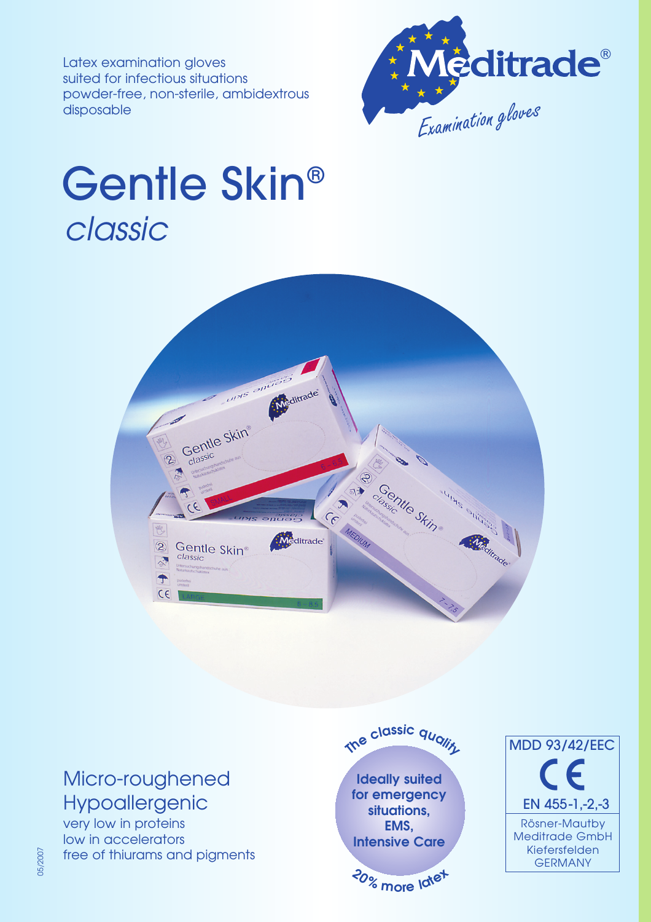Latex examination gloves
suited for infectious situations
powder-free, non-sterile, ambidextrous
disposable

Meditrade®
*Examination gloves*

# Gentle Skin®
## *classic*

Micro-roughened
Hypoallergenic
very low in proteins
low in accelerators
free of thiurams and pigments

The classic quality

**Ideally suited for emergency situations, EMS, Intensive Care**

20% more latex

MDD 93/42/EEC
CE
EN 455-1,-2,-3

Rösner-Mautby
Meditrade GmbH
Kiefersfelden
GERMANY

05/2007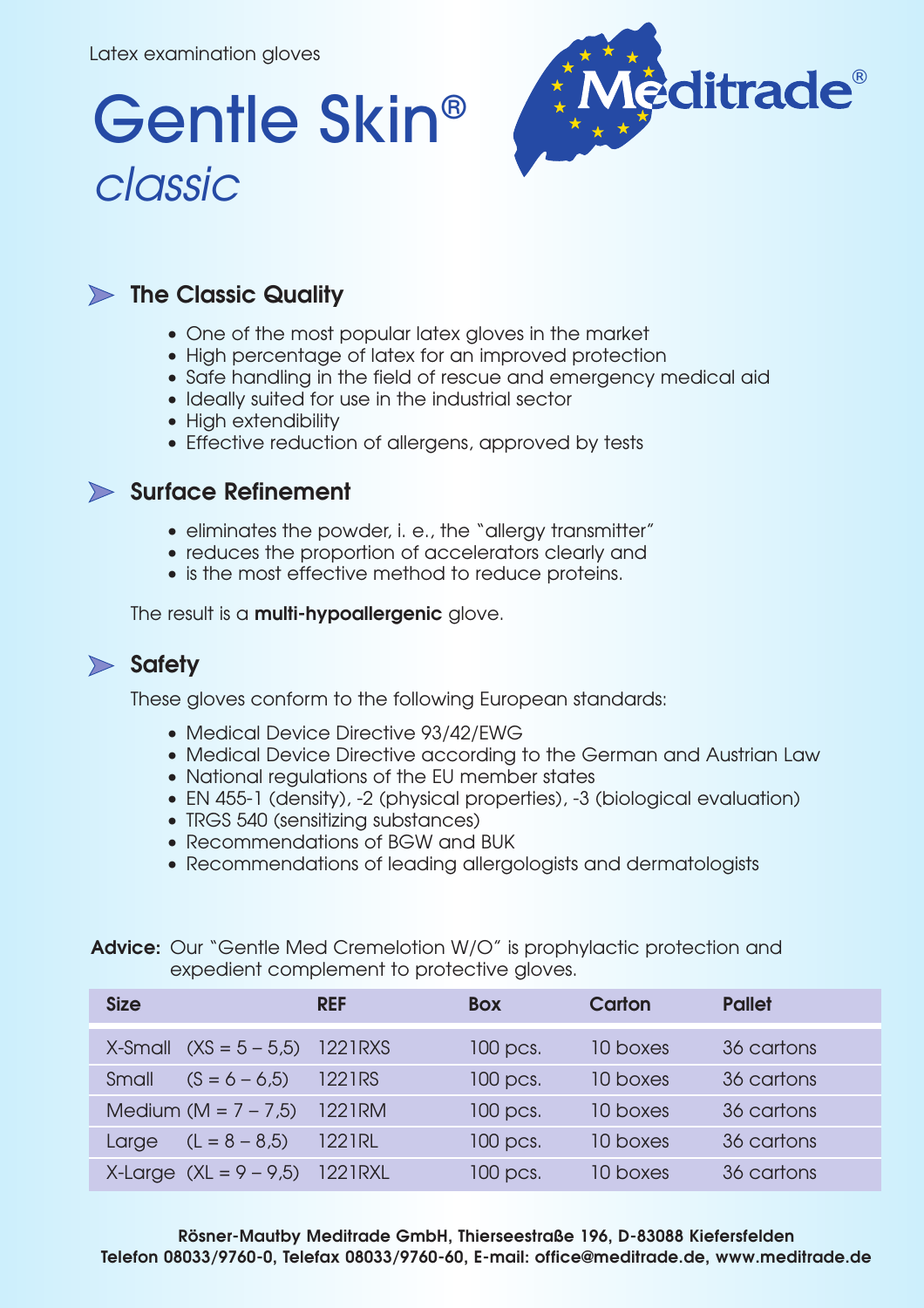Latex examination gloves

# Gentle Skin® *classic*

Meditrade®

## The Classic Quality

- One of the most popular latex gloves in the market
- High percentage of latex for an improved protection
- Safe handling in the field of rescue and emergency medical aid
- Ideally suited for use in the industrial sector
- High extendibility
- Effective reduction of allergens, approved by tests

## Surface Refinement

- eliminates the powder, i. e., the "allergy transmitter"
- reduces the proportion of accelerators clearly and
- is the most effective method to reduce proteins.

The result is a **multi-hypoallergenic** glove.

## Safety

These gloves conform to the following European standards:

- Medical Device Directive 93/42/EWG
- Medical Device Directive according to the German and Austrian Law
- National regulations of the EU member states
- EN 455-1 (density), -2 (physical properties), -3 (biological evaluation)
- TRGS 540 (sensitizing substances)
- Recommendations of BGW and BUK
- Recommendations of leading allergologists and dermatologists

**Advice:** Our "Gentle Med Cremelotion W/O" is prophylactic protection and expedient complement to protective gloves.

| Size | REF | Box | Carton | Pallet |
|---|---|---|---|---|
| X-Small (XS = 5 – 5,5) | 1221RXS | 100 pcs. | 10 boxes | 36 cartons |
| Small (S = 6 – 6,5) | 1221RS | 100 pcs. | 10 boxes | 36 cartons |
| Medium (M = 7 – 7,5) | 1221RM | 100 pcs. | 10 boxes | 36 cartons |
| Large (L = 8 – 8,5) | 1221RL | 100 pcs. | 10 boxes | 36 cartons |
| X-Large (XL = 9 – 9,5) | 1221RXL | 100 pcs. | 10 boxes | 36 cartons |

**Rösner-Mautby Meditrade GmbH, Thierseestraße 196, D-83088 Kiefersfelden**
**Telefon 08033/9760-0, Telefax 08033/9760-60, E-mail: office@meditrade.de, www.meditrade.de**